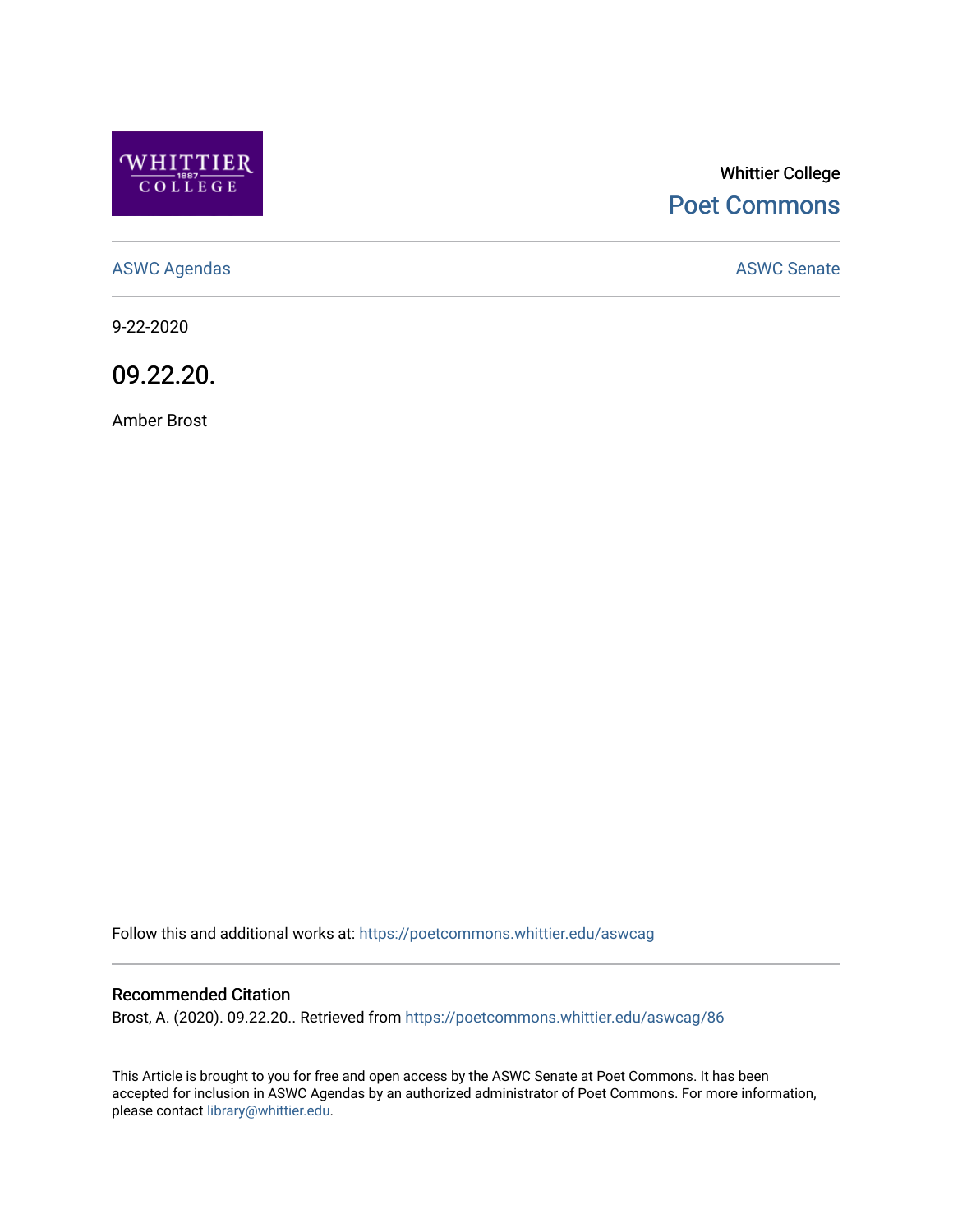Whittier College

Poet Commons

ASWC Agendas

ASWC Senate

9-22-2020

# 09.22.20.

Amber Brost

Follow this and additional works at: https://poetcommons.whittier.edu/aswcag

## Recommended Citation

Brost, A. (2020). 09.22.20.. Retrieved from https://poetcommons.whittier.edu/aswcag/86

This Article is brought to you for free and open access by the ASWC Senate at Poet Commons. It has been accepted for inclusion in ASWC Agendas by an authorized administrator of Poet Commons. For more information, please contact library@whittier.edu.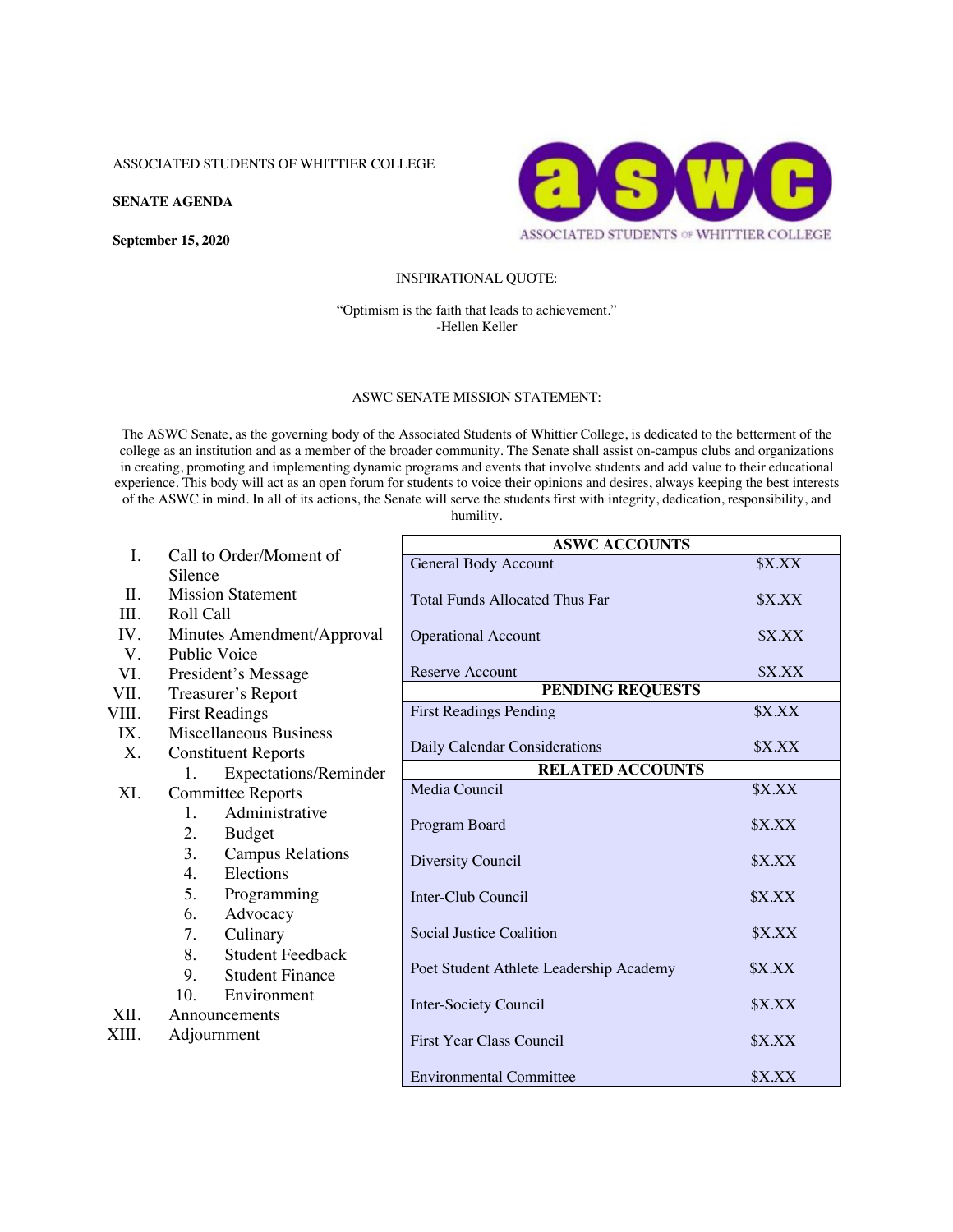ASSOCIATED STUDENTS OF WHITTIER COLLEGE

**SENATE AGENDA**

**September 15, 2020**

INSPIRATIONAL QUOTE:

"Optimism is the faith that leads to achievement."
-Hellen Keller

ASWC SENATE MISSION STATEMENT:

The ASWC Senate, as the governing body of the Associated Students of Whittier College, is dedicated to the betterment of the college as an institution and as a member of the broader community. The Senate shall assist on-campus clubs and organizations in creating, promoting and implementing dynamic programs and events that involve students and add value to their educational experience. This body will act as an open forum for students to voice their opinions and desires, always keeping the best interests of the ASWC in mind. In all of its actions, the Senate will serve the students first with integrity, dedication, responsibility, and humility.

I. Call to Order/Moment of Silence
II. Mission Statement
III. Roll Call
IV. Minutes Amendment/Approval
V. Public Voice
VI. President's Message
VII. Treasurer's Report
VIII. First Readings
IX. Miscellaneous Business
X. Constituent Reports
    1. Expectations/Reminder
XI. Committee Reports
    1. Administrative
    2. Budget
    3. Campus Relations
    4. Elections
    5. Programming
    6. Advocacy
    7. Culinary
    8. Student Feedback
    9. Student Finance
    10. Environment
XII. Announcements
XIII. Adjournment

| **ASWC ACCOUNTS** | |
|---|---|
| General Body Account | $X.XX |
| Total Funds Allocated Thus Far | $X.XX |
| Operational Account | $X.XX |
| Reserve Account | $X.XX |
| **PENDING REQUESTS** | |
| First Readings Pending | $X.XX |
| Daily Calendar Considerations | $X.XX |
| **RELATED ACCOUNTS** | |
| Media Council | $X.XX |
| Program Board | $X.XX |
| Diversity Council | $X.XX |
| Inter-Club Council | $X.XX |
| Social Justice Coalition | $X.XX |
| Poet Student Athlete Leadership Academy | $X.XX |
| Inter-Society Council | $X.XX |
| First Year Class Council | $X.XX |
| Environmental Committee | $X.XX |